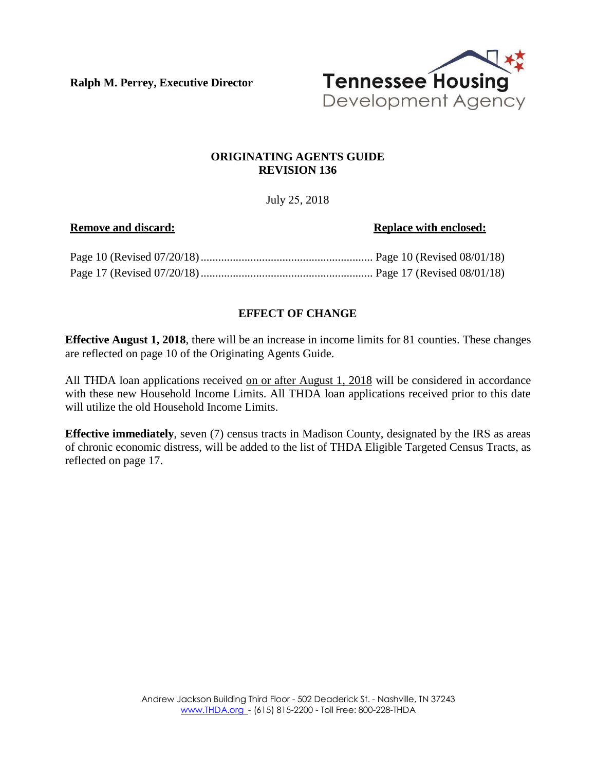**Ralph M. Perrey, Executive Director**

Tennessee Housing Development Agency

## ORIGINATING AGENTS GUIDE
## REVISION 136

July 25, 2018

| **Remove and discard:** | **Replace with enclosed:** |
| --- | --- |
| Page 10 (Revised 07/20/18) | Page 10 (Revised 08/01/18) |
| Page 17 (Revised 07/20/18) | Page 17 (Revised 08/01/18) |

### EFFECT OF CHANGE

**Effective August 1, 2018**, there will be an increase in income limits for 81 counties. These changes are reflected on page 10 of the Originating Agents Guide.

All THDA loan applications received on or after August 1, 2018 will be considered in accordance with these new Household Income Limits. All THDA loan applications received prior to this date will utilize the old Household Income Limits.

**Effective immediately**, seven (7) census tracts in Madison County, designated by the IRS as areas of chronic economic distress, will be added to the list of THDA Eligible Targeted Census Tracts, as reflected on page 17.

Andrew Jackson Building Third Floor - 502 Deaderick St. - Nashville, TN 37243
www.THDA.org - (615) 815-2200 - Toll Free: 800-228-THDA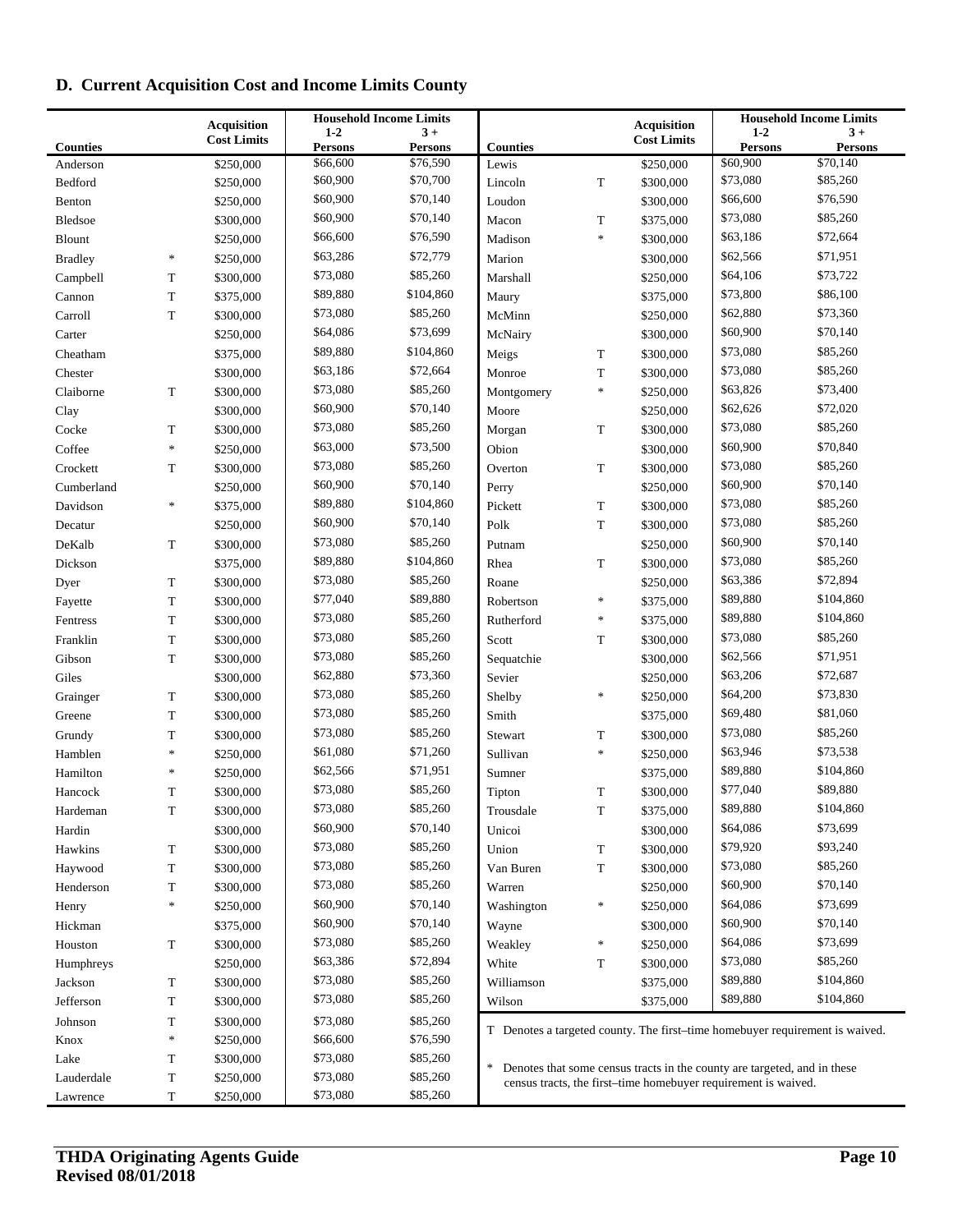## D. Current Acquisition Cost and Income Limits County

| Counties | | Acquisition Cost Limits | Household Income Limits 1-2 Persons | Household Income Limits 3 + Persons | Counties | | Acquisition Cost Limits | Household Income Limits 1-2 Persons | Household Income Limits 3 + Persons |
|---|---|---|---|---|---|---|---|---|---|
| Anderson | | $250,000 | $66,600 | $76,590 | Lewis | | $250,000 | $60,900 | $70,140 |
| Bedford | | $250,000 | $60,900 | $70,700 | Lincoln | T | $300,000 | $73,080 | $85,260 |
| Benton | | $250,000 | $60,900 | $70,140 | Loudon | | $300,000 | $66,600 | $76,590 |
| Bledsoe | | $300,000 | $60,900 | $70,140 | Macon | T | $375,000 | $73,080 | $85,260 |
| Blount | | $250,000 | $66,600 | $76,590 | Madison | * | $300,000 | $63,186 | $72,664 |
| Bradley | * | $250,000 | $63,286 | $72,779 | Marion | | $300,000 | $62,566 | $71,951 |
| Campbell | T | $300,000 | $73,080 | $85,260 | Marshall | | $250,000 | $64,106 | $73,722 |
| Cannon | T | $375,000 | $89,880 | $104,860 | Maury | | $375,000 | $73,800 | $86,100 |
| Carroll | T | $300,000 | $73,080 | $85,260 | McMinn | | $250,000 | $62,880 | $73,360 |
| Carter | | $250,000 | $64,086 | $73,699 | McNairy | | $300,000 | $60,900 | $70,140 |
| Cheatham | | $375,000 | $89,880 | $104,860 | Meigs | T | $300,000 | $73,080 | $85,260 |
| Chester | | $300,000 | $63,186 | $72,664 | Monroe | T | $300,000 | $73,080 | $85,260 |
| Claiborne | T | $300,000 | $73,080 | $85,260 | Montgomery | * | $250,000 | $63,826 | $73,400 |
| Clay | | $300,000 | $60,900 | $70,140 | Moore | | $250,000 | $62,626 | $72,020 |
| Cocke | T | $300,000 | $73,080 | $85,260 | Morgan | T | $300,000 | $73,080 | $85,260 |
| Coffee | * | $250,000 | $63,000 | $73,500 | Obion | | $300,000 | $60,900 | $70,840 |
| Crockett | T | $300,000 | $73,080 | $85,260 | Overton | T | $300,000 | $73,080 | $85,260 |
| Cumberland | | $250,000 | $60,900 | $70,140 | Perry | | $250,000 | $60,900 | $70,140 |
| Davidson | * | $375,000 | $89,880 | $104,860 | Pickett | T | $300,000 | $73,080 | $85,260 |
| Decatur | | $250,000 | $60,900 | $70,140 | Polk | T | $300,000 | $73,080 | $85,260 |
| DeKalb | T | $300,000 | $73,080 | $85,260 | Putnam | | $250,000 | $60,900 | $70,140 |
| Dickson | | $375,000 | $89,880 | $104,860 | Rhea | T | $300,000 | $73,080 | $85,260 |
| Dyer | T | $300,000 | $73,080 | $85,260 | Roane | | $250,000 | $63,386 | $72,894 |
| Fayette | T | $300,000 | $77,040 | $89,880 | Robertson | * | $375,000 | $89,880 | $104,860 |
| Fentress | T | $300,000 | $73,080 | $85,260 | Rutherford | * | $375,000 | $89,880 | $104,860 |
| Franklin | T | $300,000 | $73,080 | $85,260 | Scott | T | $300,000 | $73,080 | $85,260 |
| Gibson | T | $300,000 | $73,080 | $85,260 | Sequatchie | | $300,000 | $62,566 | $71,951 |
| Giles | | $300,000 | $62,880 | $73,360 | Sevier | | $250,000 | $63,206 | $72,687 |
| Grainger | T | $300,000 | $73,080 | $85,260 | Shelby | * | $250,000 | $64,200 | $73,830 |
| Greene | T | $300,000 | $73,080 | $85,260 | Smith | | $375,000 | $69,480 | $81,060 |
| Grundy | T | $300,000 | $73,080 | $85,260 | Stewart | T | $300,000 | $73,080 | $85,260 |
| Hamblen | * | $250,000 | $61,080 | $71,260 | Sullivan | * | $250,000 | $63,946 | $73,538 |
| Hamilton | * | $250,000 | $62,566 | $71,951 | Sumner | | $375,000 | $89,880 | $104,860 |
| Hancock | T | $300,000 | $73,080 | $85,260 | Tipton | T | $300,000 | $77,040 | $89,880 |
| Hardeman | T | $300,000 | $73,080 | $85,260 | Trousdale | T | $375,000 | $89,880 | $104,860 |
| Hardin | | $300,000 | $60,900 | $70,140 | Unicoi | | $300,000 | $64,086 | $73,699 |
| Hawkins | T | $300,000 | $73,080 | $85,260 | Union | T | $300,000 | $79,920 | $93,240 |
| Haywood | T | $300,000 | $73,080 | $85,260 | Van Buren | T | $300,000 | $73,080 | $85,260 |
| Henderson | T | $300,000 | $73,080 | $85,260 | Warren | | $250,000 | $60,900 | $70,140 |
| Henry | * | $250,000 | $60,900 | $70,140 | Washington | * | $250,000 | $64,086 | $73,699 |
| Hickman | | $375,000 | $60,900 | $70,140 | Wayne | | $300,000 | $60,900 | $70,140 |
| Houston | T | $300,000 | $73,080 | $85,260 | Weakley | * | $250,000 | $64,086 | $73,699 |
| Humphreys | | $250,000 | $63,386 | $72,894 | White | T | $300,000 | $73,080 | $85,260 |
| Jackson | T | $300,000 | $73,080 | $85,260 | Williamson | | $375,000 | $89,880 | $104,860 |
| Jefferson | T | $300,000 | $73,080 | $85,260 | Wilson | | $375,000 | $89,880 | $104,860 |
| Johnson | T | $300,000 | $73,080 | $85,260 | | | | | |
| Knox | * | $250,000 | $66,600 | $76,590 | | | | | |
| Lake | T | $300,000 | $73,080 | $85,260 | | | | | |
| Lauderdale | T | $250,000 | $73,080 | $85,260 | | | | | |
| Lawrence | T | $250,000 | $73,080 | $85,260 | | | | | |

T Denotes a targeted county. The first–time homebuyer requirement is waived.

* Denotes that some census tracts in the county are targeted, and in these census tracts, the first–time homebuyer requirement is waived.

**THDA Originating Agents Guide**
**Revised 08/01/2018**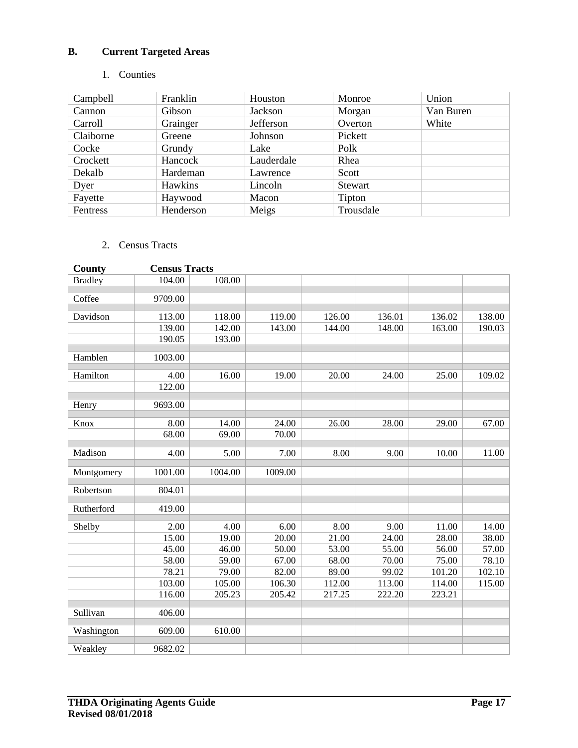## B. Current Targeted Areas

1. Counties

| | | | | |
|---|---|---|---|---|
| Campbell | Franklin | Houston | Monroe | Union |
| Cannon | Gibson | Jackson | Morgan | Van Buren |
| Carroll | Grainger | Jefferson | Overton | White |
| Claiborne | Greene | Johnson | Pickett | |
| Cocke | Grundy | Lake | Polk | |
| Crockett | Hancock | Lauderdale | Rhea | |
| Dekalb | Hardeman | Lawrence | Scott | |
| Dyer | Hawkins | Lincoln | Stewart | |
| Fayette | Haywood | Macon | Tipton | |
| Fentress | Henderson | Meigs | Trousdale | |

2. Census Tracts

| County | Census Tracts | | | | | | |
|---|---|---|---|---|---|---|---|
| Bradley | 104.00 | 108.00 | | | | | |
| Coffee | 9709.00 | | | | | | |
| Davidson | 113.00 | 118.00 | 119.00 | 126.00 | 136.01 | 136.02 | 138.00 |
| | 139.00 | 142.00 | 143.00 | 144.00 | 148.00 | 163.00 | 190.03 |
| | 190.05 | 193.00 | | | | | |
| Hamblen | 1003.00 | | | | | | |
| Hamilton | 4.00 | 16.00 | 19.00 | 20.00 | 24.00 | 25.00 | 109.02 |
| | 122.00 | | | | | | |
| Henry | 9693.00 | | | | | | |
| Knox | 8.00 | 14.00 | 24.00 | 26.00 | 28.00 | 29.00 | 67.00 |
| | 68.00 | 69.00 | 70.00 | | | | |
| Madison | 4.00 | 5.00 | 7.00 | 8.00 | 9.00 | 10.00 | 11.00 |
| Montgomery | 1001.00 | 1004.00 | 1009.00 | | | | |
| Robertson | 804.01 | | | | | | |
| Rutherford | 419.00 | | | | | | |
| Shelby | 2.00 | 4.00 | 6.00 | 8.00 | 9.00 | 11.00 | 14.00 |
| | 15.00 | 19.00 | 20.00 | 21.00 | 24.00 | 28.00 | 38.00 |
| | 45.00 | 46.00 | 50.00 | 53.00 | 55.00 | 56.00 | 57.00 |
| | 58.00 | 59.00 | 67.00 | 68.00 | 70.00 | 75.00 | 78.10 |
| | 78.21 | 79.00 | 82.00 | 89.00 | 99.02 | 101.20 | 102.10 |
| | 103.00 | 105.00 | 106.30 | 112.00 | 113.00 | 114.00 | 115.00 |
| | 116.00 | 205.23 | 205.42 | 217.25 | 222.20 | 223.21 | |
| Sullivan | 406.00 | | | | | | |
| Washington | 609.00 | 610.00 | | | | | |
| Weakley | 9682.02 | | | | | | |